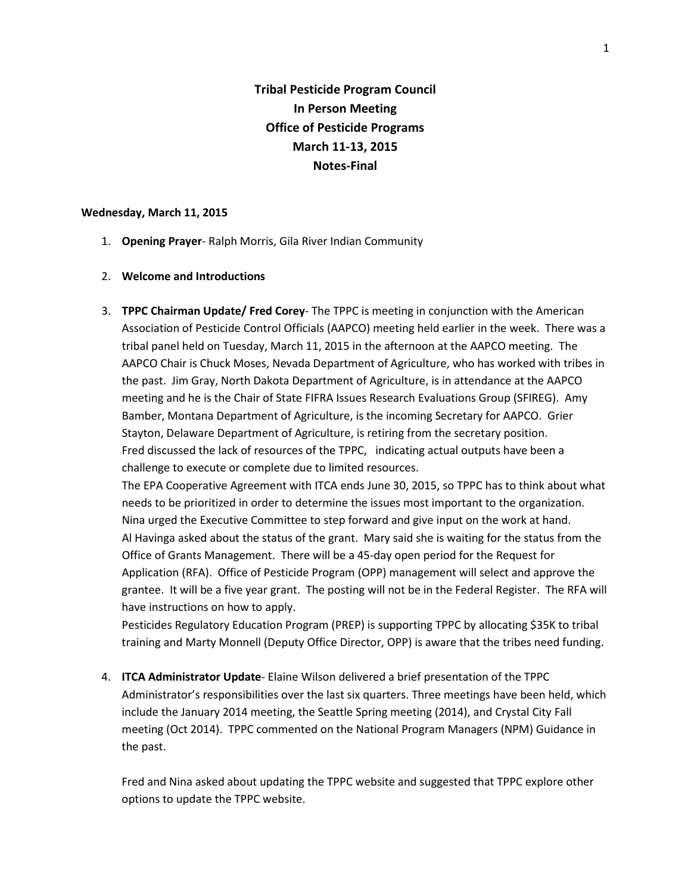# Tribal Pesticide Program Council
# In Person Meeting
# Office of Pesticide Programs
# March 11-13, 2015
# Notes-Final

**Wednesday, March 11, 2015**

1. **Opening Prayer**- Ralph Morris, Gila River Indian Community

2. **Welcome and Introductions**

3. **TPPC Chairman Update/ Fred Corey**- The TPPC is meeting in conjunction with the American Association of Pesticide Control Officials (AAPCO) meeting held earlier in the week. There was a tribal panel held on Tuesday, March 11, 2015 in the afternoon at the AAPCO meeting. The AAPCO Chair is Chuck Moses, Nevada Department of Agriculture, who has worked with tribes in the past. Jim Gray, North Dakota Department of Agriculture, is in attendance at the AAPCO meeting and he is the Chair of State FIFRA Issues Research Evaluations Group (SFIREG). Amy Bamber, Montana Department of Agriculture, is the incoming Secretary for AAPCO. Grier Stayton, Delaware Department of Agriculture, is retiring from the secretary position.
   Fred discussed the lack of resources of the TPPC, indicating actual outputs have been a challenge to execute or complete due to limited resources.
   The EPA Cooperative Agreement with ITCA ends June 30, 2015, so TPPC has to think about what needs to be prioritized in order to determine the issues most important to the organization.
   Nina urged the Executive Committee to step forward and give input on the work at hand.
   Al Havinga asked about the status of the grant. Mary said she is waiting for the status from the Office of Grants Management. There will be a 45-day open period for the Request for Application (RFA). Office of Pesticide Program (OPP) management will select and approve the grantee. It will be a five year grant. The posting will not be in the Federal Register. The RFA will have instructions on how to apply.
   Pesticides Regulatory Education Program (PREP) is supporting TPPC by allocating $35K to tribal training and Marty Monnell (Deputy Office Director, OPP) is aware that the tribes need funding.

4. **ITCA Administrator Update**- Elaine Wilson delivered a brief presentation of the TPPC Administrator's responsibilities over the last six quarters. Three meetings have been held, which include the January 2014 meeting, the Seattle Spring meeting (2014), and Crystal City Fall meeting (Oct 2014). TPPC commented on the National Program Managers (NPM) Guidance in the past.

   Fred and Nina asked about updating the TPPC website and suggested that TPPC explore other options to update the TPPC website.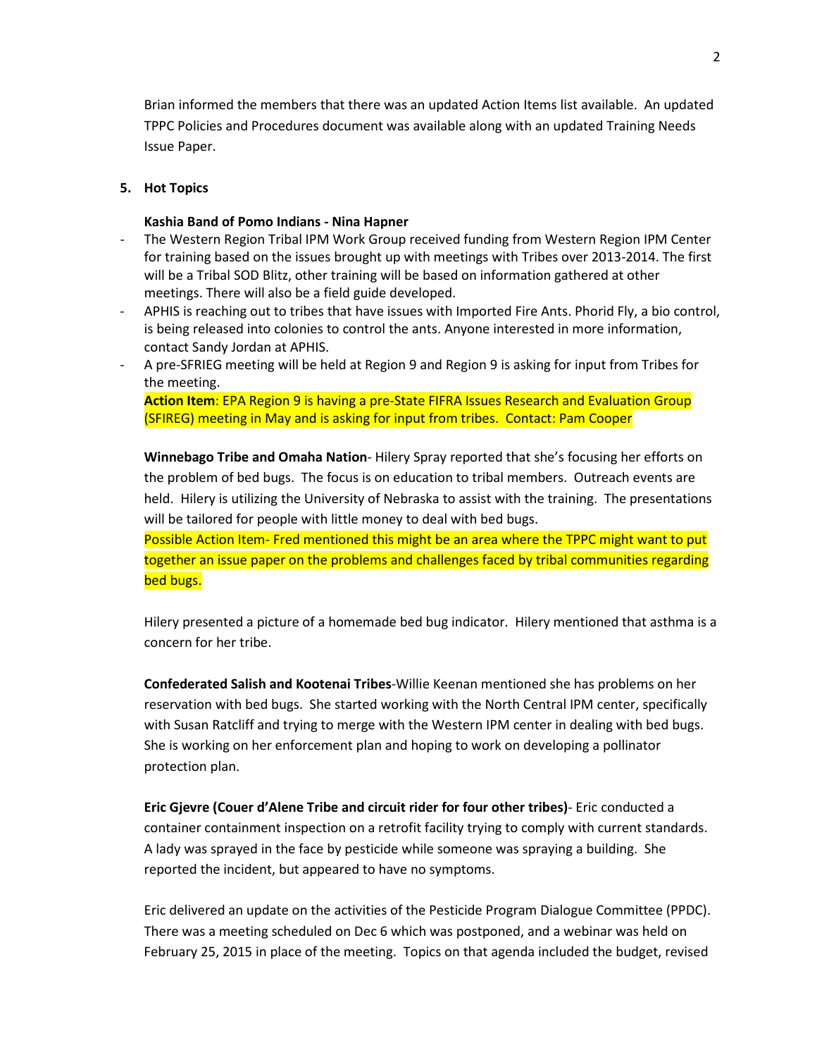Brian informed the members that there was an updated Action Items list available. An updated TPPC Policies and Procedures document was available along with an updated Training Needs Issue Paper.

## 5. Hot Topics

**Kashia Band of Pomo Indians - Nina Hapner**

- The Western Region Tribal IPM Work Group received funding from Western Region IPM Center for training based on the issues brought up with meetings with Tribes over 2013-2014. The first will be a Tribal SOD Blitz, other training will be based on information gathered at other meetings. There will also be a field guide developed.
- APHIS is reaching out to tribes that have issues with Imported Fire Ants. Phorid Fly, a bio control, is being released into colonies to control the ants. Anyone interested in more information, contact Sandy Jordan at APHIS.
- A pre-SFRIEG meeting will be held at Region 9 and Region 9 is asking for input from Tribes for the meeting.

  **Action Item**: EPA Region 9 is having a pre-State FIFRA Issues Research and Evaluation Group (SFIREG) meeting in May and is asking for input from tribes. Contact: Pam Cooper

**Winnebago Tribe and Omaha Nation**- Hilery Spray reported that she's focusing her efforts on the problem of bed bugs. The focus is on education to tribal members. Outreach events are held. Hilery is utilizing the University of Nebraska to assist with the training. The presentations will be tailored for people with little money to deal with bed bugs.

Possible Action Item- Fred mentioned this might be an area where the TPPC might want to put together an issue paper on the problems and challenges faced by tribal communities regarding bed bugs.

Hilery presented a picture of a homemade bed bug indicator. Hilery mentioned that asthma is a concern for her tribe.

**Confederated Salish and Kootenai Tribes**-Willie Keenan mentioned she has problems on her reservation with bed bugs. She started working with the North Central IPM center, specifically with Susan Ratcliff and trying to merge with the Western IPM center in dealing with bed bugs. She is working on her enforcement plan and hoping to work on developing a pollinator protection plan.

**Eric Gjevre (Couer d'Alene Tribe and circuit rider for four other tribes)**- Eric conducted a container containment inspection on a retrofit facility trying to comply with current standards. A lady was sprayed in the face by pesticide while someone was spraying a building. She reported the incident, but appeared to have no symptoms.

Eric delivered an update on the activities of the Pesticide Program Dialogue Committee (PPDC). There was a meeting scheduled on Dec 6 which was postponed, and a webinar was held on February 25, 2015 in place of the meeting. Topics on that agenda included the budget, revised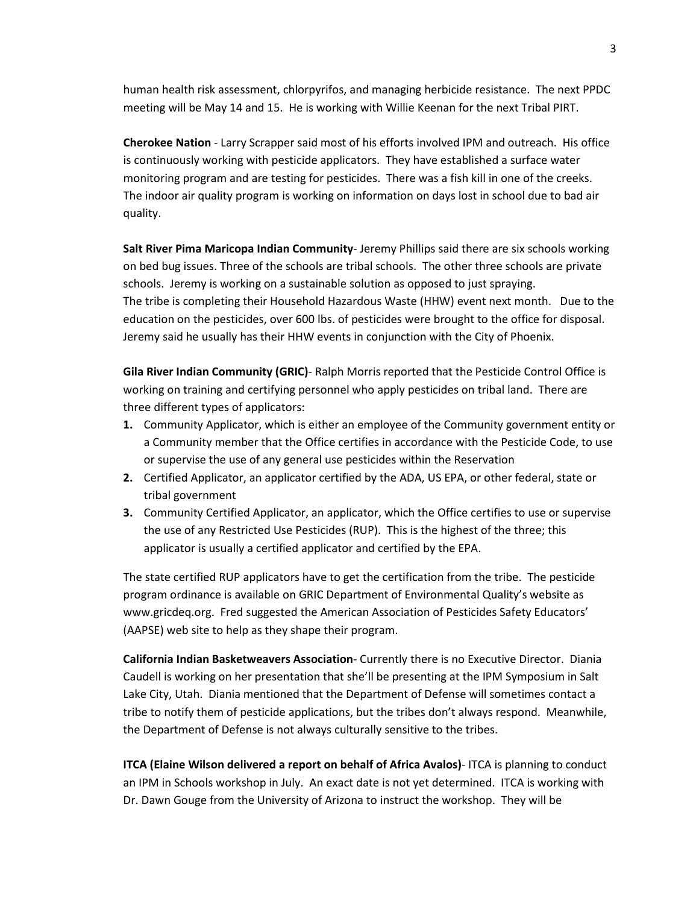human health risk assessment, chlorpyrifos, and managing herbicide resistance. The next PPDC meeting will be May 14 and 15. He is working with Willie Keenan for the next Tribal PIRT.

**Cherokee Nation** - Larry Scrapper said most of his efforts involved IPM and outreach. His office is continuously working with pesticide applicators. They have established a surface water monitoring program and are testing for pesticides. There was a fish kill in one of the creeks. The indoor air quality program is working on information on days lost in school due to bad air quality.

**Salt River Pima Maricopa Indian Community**- Jeremy Phillips said there are six schools working on bed bug issues. Three of the schools are tribal schools. The other three schools are private schools. Jeremy is working on a sustainable solution as opposed to just spraying.
The tribe is completing their Household Hazardous Waste (HHW) event next month. Due to the education on the pesticides, over 600 lbs. of pesticides were brought to the office for disposal. Jeremy said he usually has their HHW events in conjunction with the City of Phoenix.

**Gila River Indian Community (GRIC)**- Ralph Morris reported that the Pesticide Control Office is working on training and certifying personnel who apply pesticides on tribal land. There are three different types of applicators:

1. Community Applicator, which is either an employee of the Community government entity or a Community member that the Office certifies in accordance with the Pesticide Code, to use or supervise the use of any general use pesticides within the Reservation
2. Certified Applicator, an applicator certified by the ADA, US EPA, or other federal, state or tribal government
3. Community Certified Applicator, an applicator, which the Office certifies to use or supervise the use of any Restricted Use Pesticides (RUP). This is the highest of the three; this applicator is usually a certified applicator and certified by the EPA.

The state certified RUP applicators have to get the certification from the tribe. The pesticide program ordinance is available on GRIC Department of Environmental Quality's website as www.gricdeq.org. Fred suggested the American Association of Pesticides Safety Educators' (AAPSE) web site to help as they shape their program.

**California Indian Basketweavers Association**- Currently there is no Executive Director. Diania Caudell is working on her presentation that she'll be presenting at the IPM Symposium in Salt Lake City, Utah. Diania mentioned that the Department of Defense will sometimes contact a tribe to notify them of pesticide applications, but the tribes don't always respond. Meanwhile, the Department of Defense is not always culturally sensitive to the tribes.

**ITCA (Elaine Wilson delivered a report on behalf of Africa Avalos)**- ITCA is planning to conduct an IPM in Schools workshop in July. An exact date is not yet determined. ITCA is working with Dr. Dawn Gouge from the University of Arizona to instruct the workshop. They will be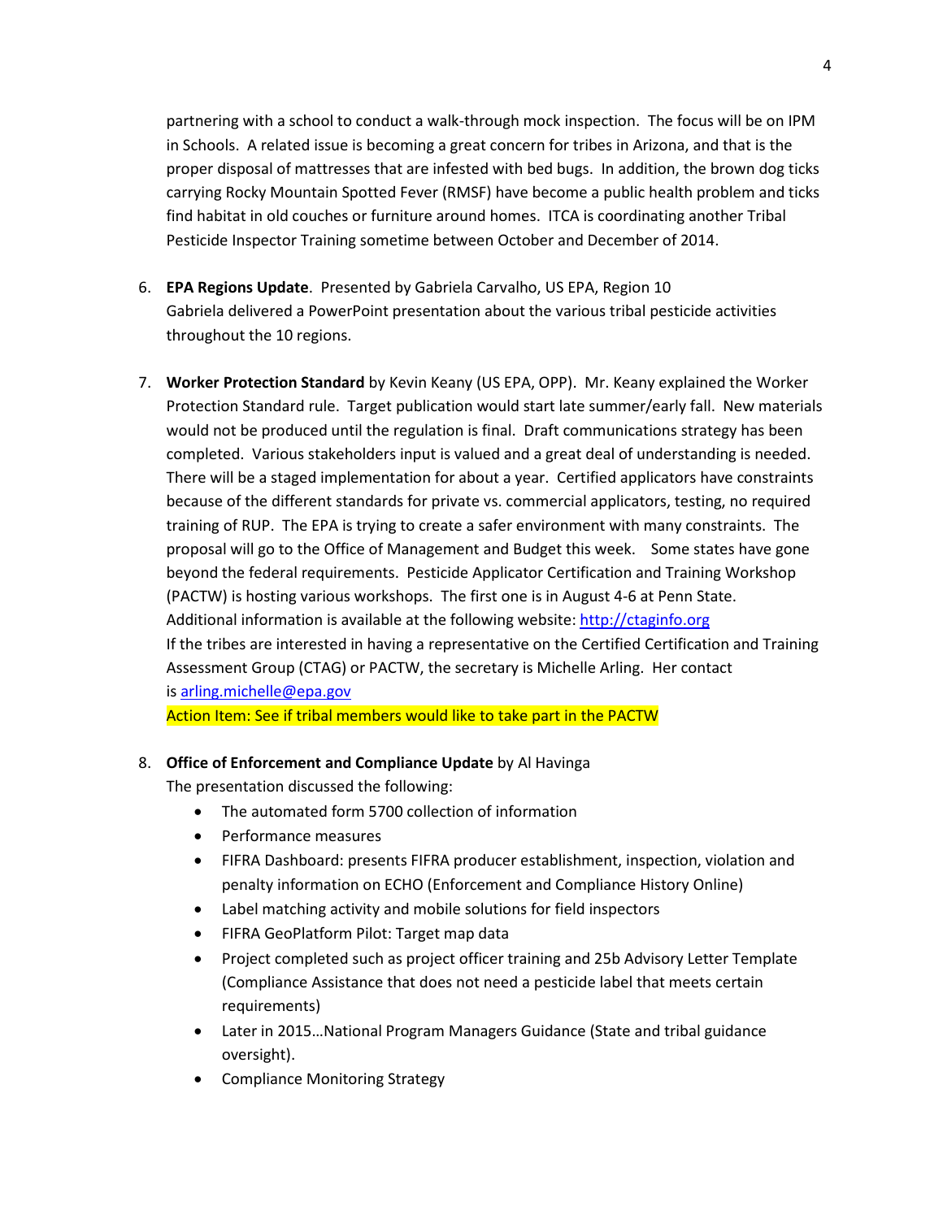partnering with a school to conduct a walk-through mock inspection. The focus will be on IPM in Schools. A related issue is becoming a great concern for tribes in Arizona, and that is the proper disposal of mattresses that are infested with bed bugs. In addition, the brown dog ticks carrying Rocky Mountain Spotted Fever (RMSF) have become a public health problem and ticks find habitat in old couches or furniture around homes. ITCA is coordinating another Tribal Pesticide Inspector Training sometime between October and December of 2014.

6. **EPA Regions Update**. Presented by Gabriela Carvalho, US EPA, Region 10
   Gabriela delivered a PowerPoint presentation about the various tribal pesticide activities throughout the 10 regions.

7. **Worker Protection Standard** by Kevin Keany (US EPA, OPP). Mr. Keany explained the Worker Protection Standard rule. Target publication would start late summer/early fall. New materials would not be produced until the regulation is final. Draft communications strategy has been completed. Various stakeholders input is valued and a great deal of understanding is needed. There will be a staged implementation for about a year. Certified applicators have constraints because of the different standards for private vs. commercial applicators, testing, no required training of RUP. The EPA is trying to create a safer environment with many constraints. The proposal will go to the Office of Management and Budget this week. Some states have gone beyond the federal requirements. Pesticide Applicator Certification and Training Workshop (PACTW) is hosting various workshops. The first one is in August 4-6 at Penn State.
   Additional information is available at the following website: http://ctaginfo.org
   If the tribes are interested in having a representative on the Certified Certification and Training Assessment Group (CTAG) or PACTW, the secretary is Michelle Arling. Her contact is arling.michelle@epa.gov
   Action Item: See if tribal members would like to take part in the PACTW

8. **Office of Enforcement and Compliance Update** by Al Havinga
   The presentation discussed the following:
   - The automated form 5700 collection of information
   - Performance measures
   - FIFRA Dashboard: presents FIFRA producer establishment, inspection, violation and penalty information on ECHO (Enforcement and Compliance History Online)
   - Label matching activity and mobile solutions for field inspectors
   - FIFRA GeoPlatform Pilot: Target map data
   - Project completed such as project officer training and 25b Advisory Letter Template (Compliance Assistance that does not need a pesticide label that meets certain requirements)
   - Later in 2015…National Program Managers Guidance (State and tribal guidance oversight).
   - Compliance Monitoring Strategy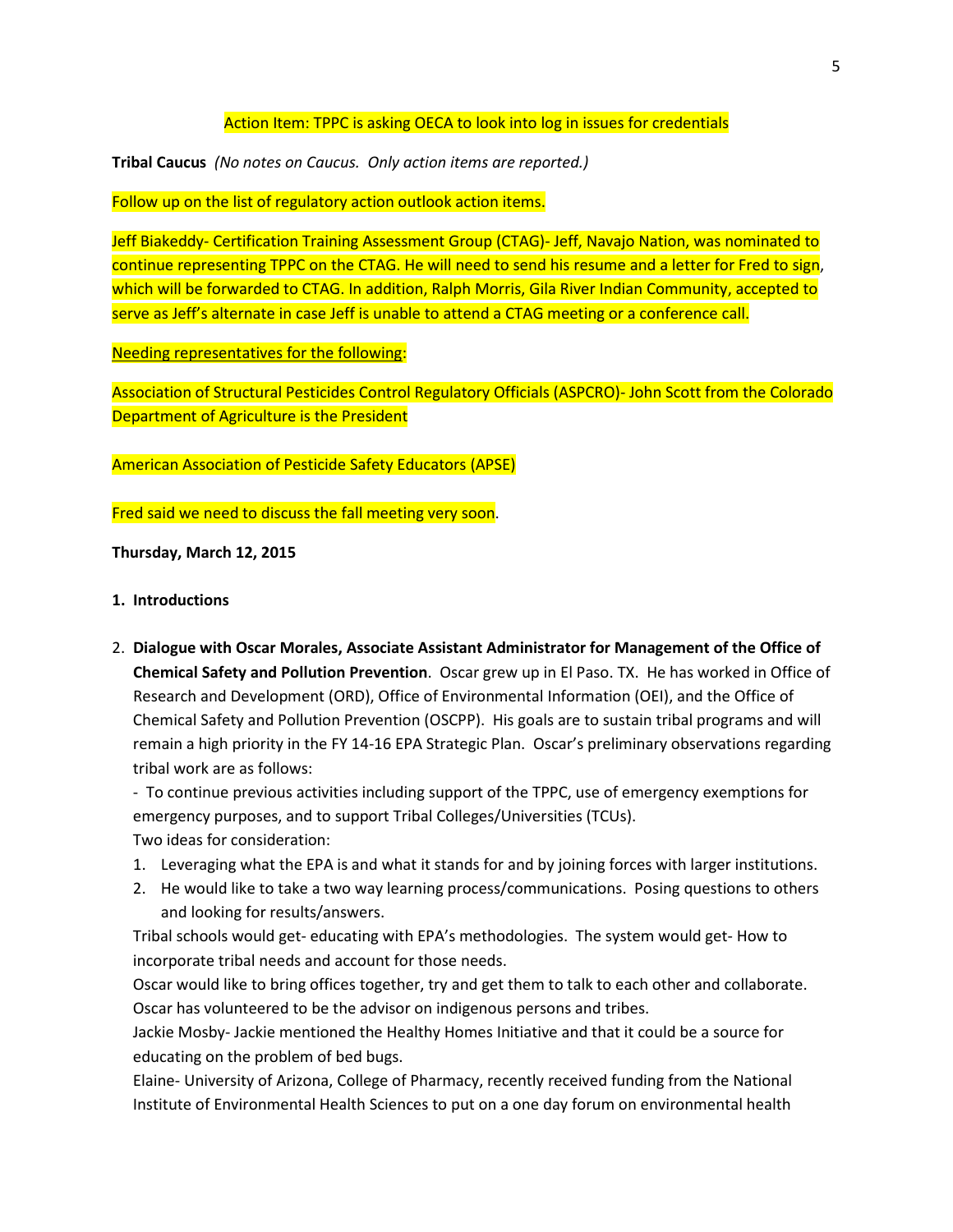Action Item: TPPC is asking OECA to look into log in issues for credentials

**Tribal Caucus** *(No notes on Caucus. Only action items are reported.)*

Follow up on the list of regulatory action outlook action items.

Jeff Biakeddy- Certification Training Assessment Group (CTAG)- Jeff, Navajo Nation, was nominated to continue representing TPPC on the CTAG. He will need to send his resume and a letter for Fred to sign, which will be forwarded to CTAG. In addition, Ralph Morris, Gila River Indian Community, accepted to serve as Jeff's alternate in case Jeff is unable to attend a CTAG meeting or a conference call.

Needing representatives for the following:

Association of Structural Pesticides Control Regulatory Officials (ASPCRO)- John Scott from the Colorado Department of Agriculture is the President

American Association of Pesticide Safety Educators (APSE)

Fred said we need to discuss the fall meeting very soon.

**Thursday, March 12, 2015**

1. **Introductions**

2. **Dialogue with Oscar Morales, Associate Assistant Administrator for Management of the Office of Chemical Safety and Pollution Prevention**. Oscar grew up in El Paso. TX. He has worked in Office of Research and Development (ORD), Office of Environmental Information (OEI), and the Office of Chemical Safety and Pollution Prevention (OSCPP). His goals are to sustain tribal programs and will remain a high priority in the FY 14-16 EPA Strategic Plan. Oscar's preliminary observations regarding tribal work are as follows:

   - To continue previous activities including support of the TPPC, use of emergency exemptions for emergency purposes, and to support Tribal Colleges/Universities (TCUs).

   Two ideas for consideration:

   1. Leveraging what the EPA is and what it stands for and by joining forces with larger institutions.
   2. He would like to take a two way learning process/communications. Posing questions to others and looking for results/answers.

   Tribal schools would get- educating with EPA's methodologies. The system would get- How to incorporate tribal needs and account for those needs.

   Oscar would like to bring offices together, try and get them to talk to each other and collaborate. Oscar has volunteered to be the advisor on indigenous persons and tribes.

   Jackie Mosby- Jackie mentioned the Healthy Homes Initiative and that it could be a source for educating on the problem of bed bugs.

   Elaine- University of Arizona, College of Pharmacy, recently received funding from the National Institute of Environmental Health Sciences to put on a one day forum on environmental health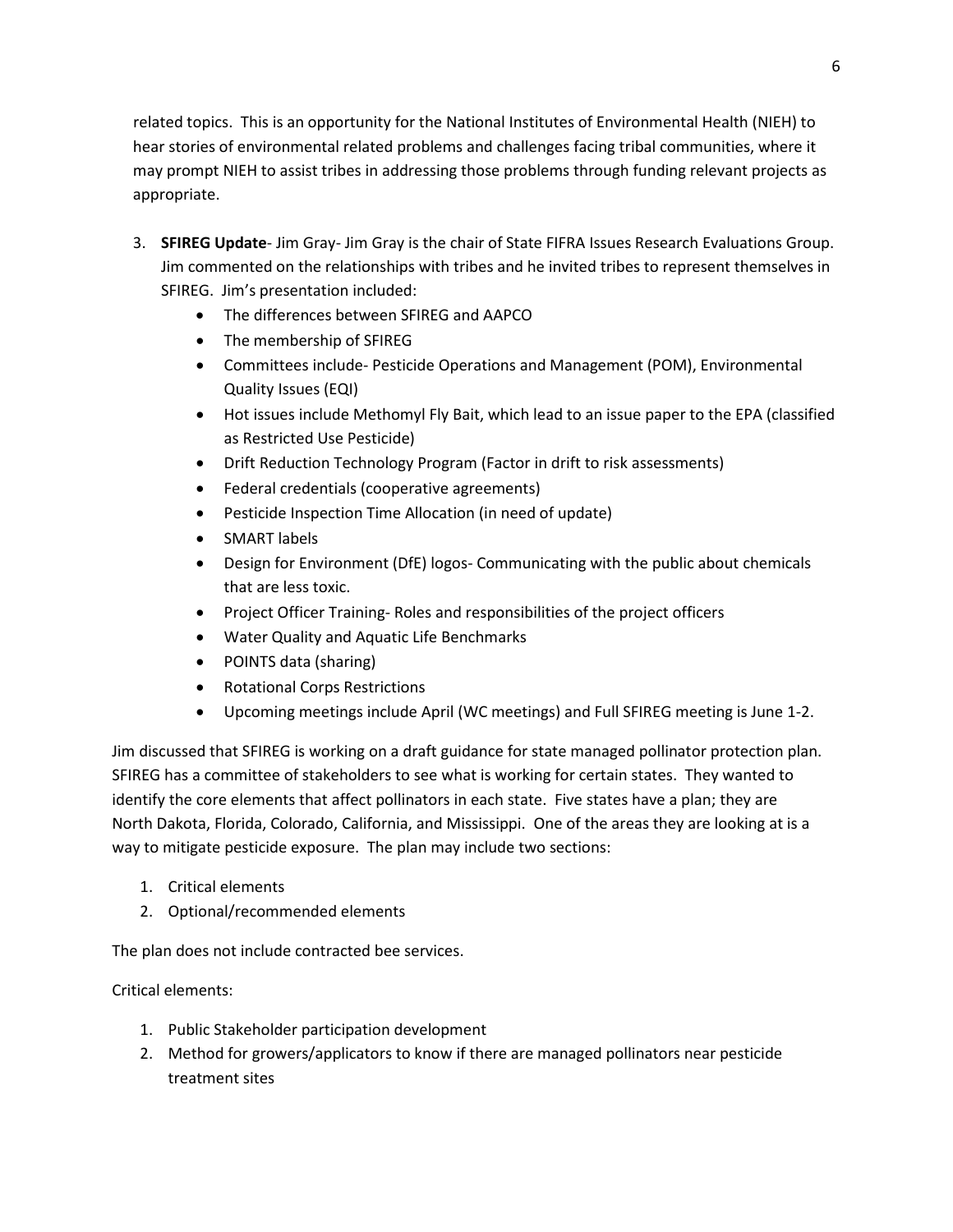related topics. This is an opportunity for the National Institutes of Environmental Health (NIEH) to hear stories of environmental related problems and challenges facing tribal communities, where it may prompt NIEH to assist tribes in addressing those problems through funding relevant projects as appropriate.

3. **SFIREG Update**- Jim Gray- Jim Gray is the chair of State FIFRA Issues Research Evaluations Group. Jim commented on the relationships with tribes and he invited tribes to represent themselves in SFIREG. Jim's presentation included:
    - The differences between SFIREG and AAPCO
    - The membership of SFIREG
    - Committees include- Pesticide Operations and Management (POM), Environmental Quality Issues (EQI)
    - Hot issues include Methomyl Fly Bait, which lead to an issue paper to the EPA (classified as Restricted Use Pesticide)
    - Drift Reduction Technology Program (Factor in drift to risk assessments)
    - Federal credentials (cooperative agreements)
    - Pesticide Inspection Time Allocation (in need of update)
    - SMART labels
    - Design for Environment (DfE) logos- Communicating with the public about chemicals that are less toxic.
    - Project Officer Training- Roles and responsibilities of the project officers
    - Water Quality and Aquatic Life Benchmarks
    - POINTS data (sharing)
    - Rotational Corps Restrictions
    - Upcoming meetings include April (WC meetings) and Full SFIREG meeting is June 1-2.

Jim discussed that SFIREG is working on a draft guidance for state managed pollinator protection plan. SFIREG has a committee of stakeholders to see what is working for certain states. They wanted to identify the core elements that affect pollinators in each state. Five states have a plan; they are North Dakota, Florida, Colorado, California, and Mississippi. One of the areas they are looking at is a way to mitigate pesticide exposure. The plan may include two sections:

1. Critical elements
2. Optional/recommended elements

The plan does not include contracted bee services.

Critical elements:

1. Public Stakeholder participation development
2. Method for growers/applicators to know if there are managed pollinators near pesticide treatment sites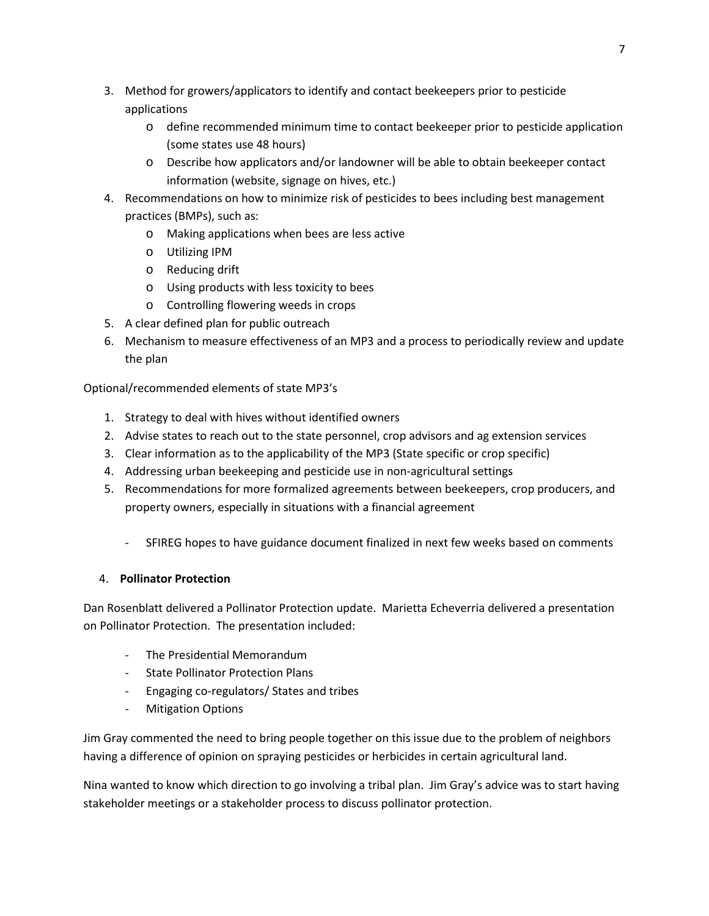3. Method for growers/applicators to identify and contact beekeepers prior to pesticide applications
    - define recommended minimum time to contact beekeeper prior to pesticide application (some states use 48 hours)
    - Describe how applicators and/or landowner will be able to obtain beekeeper contact information (website, signage on hives, etc.)
4. Recommendations on how to minimize risk of pesticides to bees including best management practices (BMPs), such as:
    - Making applications when bees are less active
    - Utilizing IPM
    - Reducing drift
    - Using products with less toxicity to bees
    - Controlling flowering weeds in crops
5. A clear defined plan for public outreach
6. Mechanism to measure effectiveness of an MP3 and a process to periodically review and update the plan

Optional/recommended elements of state MP3's

1. Strategy to deal with hives without identified owners
2. Advise states to reach out to the state personnel, crop advisors and ag extension services
3. Clear information as to the applicability of the MP3 (State specific or crop specific)
4. Addressing urban beekeeping and pesticide use in non-agricultural settings
5. Recommendations for more formalized agreements between beekeepers, crop producers, and property owners, especially in situations with a financial agreement

    - SFIREG hopes to have guidance document finalized in next few weeks based on comments

4. **Pollinator Protection**

Dan Rosenblatt delivered a Pollinator Protection update. Marietta Echeverria delivered a presentation on Pollinator Protection. The presentation included:

- The Presidential Memorandum
- State Pollinator Protection Plans
- Engaging co-regulators/ States and tribes
- Mitigation Options

Jim Gray commented the need to bring people together on this issue due to the problem of neighbors having a difference of opinion on spraying pesticides or herbicides in certain agricultural land.

Nina wanted to know which direction to go involving a tribal plan. Jim Gray's advice was to start having stakeholder meetings or a stakeholder process to discuss pollinator protection.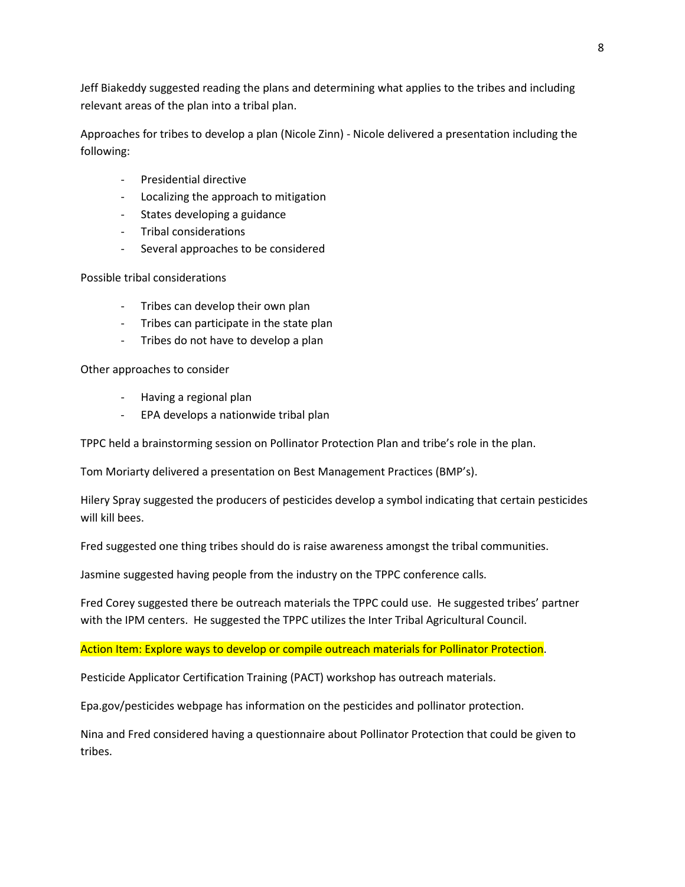Jeff Biakeddy suggested reading the plans and determining what applies to the tribes and including relevant areas of the plan into a tribal plan.

Approaches for tribes to develop a plan (Nicole Zinn) - Nicole delivered a presentation including the following:

- Presidential directive
- Localizing the approach to mitigation
- States developing a guidance
- Tribal considerations
- Several approaches to be considered

Possible tribal considerations

- Tribes can develop their own plan
- Tribes can participate in the state plan
- Tribes do not have to develop a plan

Other approaches to consider

- Having a regional plan
- EPA develops a nationwide tribal plan

TPPC held a brainstorming session on Pollinator Protection Plan and tribe's role in the plan.

Tom Moriarty delivered a presentation on Best Management Practices (BMP's).

Hilery Spray suggested the producers of pesticides develop a symbol indicating that certain pesticides will kill bees.

Fred suggested one thing tribes should do is raise awareness amongst the tribal communities.

Jasmine suggested having people from the industry on the TPPC conference calls.

Fred Corey suggested there be outreach materials the TPPC could use. He suggested tribes' partner with the IPM centers. He suggested the TPPC utilizes the Inter Tribal Agricultural Council.

Action Item: Explore ways to develop or compile outreach materials for Pollinator Protection.

Pesticide Applicator Certification Training (PACT) workshop has outreach materials.

Epa.gov/pesticides webpage has information on the pesticides and pollinator protection.

Nina and Fred considered having a questionnaire about Pollinator Protection that could be given to tribes.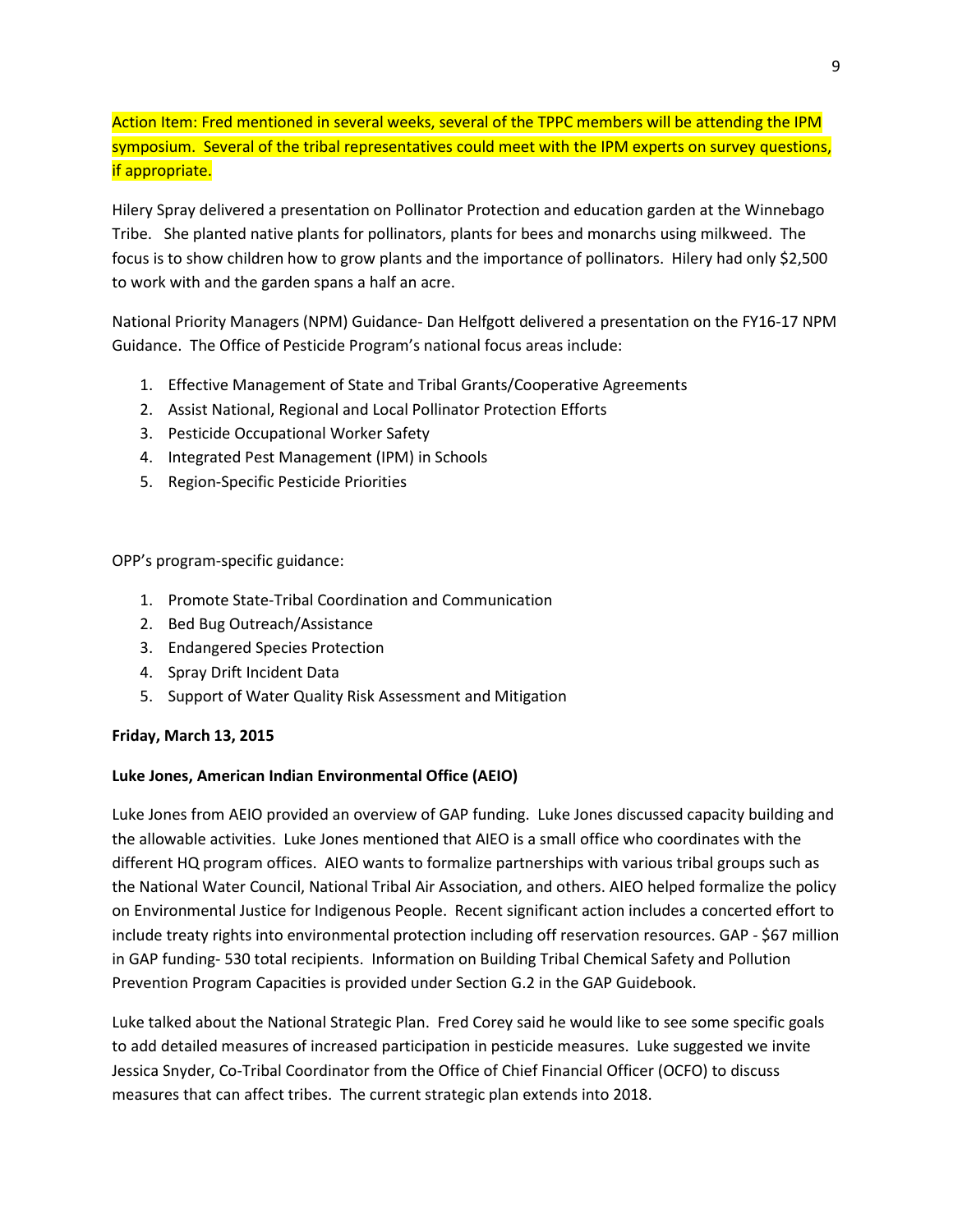Action Item: Fred mentioned in several weeks, several of the TPPC members will be attending the IPM symposium. Several of the tribal representatives could meet with the IPM experts on survey questions, if appropriate.

Hilery Spray delivered a presentation on Pollinator Protection and education garden at the Winnebago Tribe. She planted native plants for pollinators, plants for bees and monarchs using milkweed. The focus is to show children how to grow plants and the importance of pollinators. Hilery had only $2,500 to work with and the garden spans a half an acre.

National Priority Managers (NPM) Guidance- Dan Helfgott delivered a presentation on the FY16-17 NPM Guidance. The Office of Pesticide Program's national focus areas include:

1. Effective Management of State and Tribal Grants/Cooperative Agreements
2. Assist National, Regional and Local Pollinator Protection Efforts
3. Pesticide Occupational Worker Safety
4. Integrated Pest Management (IPM) in Schools
5. Region-Specific Pesticide Priorities

OPP's program-specific guidance:

1. Promote State-Tribal Coordination and Communication
2. Bed Bug Outreach/Assistance
3. Endangered Species Protection
4. Spray Drift Incident Data
5. Support of Water Quality Risk Assessment and Mitigation

**Friday, March 13, 2015**

**Luke Jones, American Indian Environmental Office (AEIO)**

Luke Jones from AEIO provided an overview of GAP funding. Luke Jones discussed capacity building and the allowable activities. Luke Jones mentioned that AIEO is a small office who coordinates with the different HQ program offices. AIEO wants to formalize partnerships with various tribal groups such as the National Water Council, National Tribal Air Association, and others. AIEO helped formalize the policy on Environmental Justice for Indigenous People. Recent significant action includes a concerted effort to include treaty rights into environmental protection including off reservation resources. GAP - $67 million in GAP funding- 530 total recipients. Information on Building Tribal Chemical Safety and Pollution Prevention Program Capacities is provided under Section G.2 in the GAP Guidebook.

Luke talked about the National Strategic Plan. Fred Corey said he would like to see some specific goals to add detailed measures of increased participation in pesticide measures. Luke suggested we invite Jessica Snyder, Co-Tribal Coordinator from the Office of Chief Financial Officer (OCFO) to discuss measures that can affect tribes. The current strategic plan extends into 2018.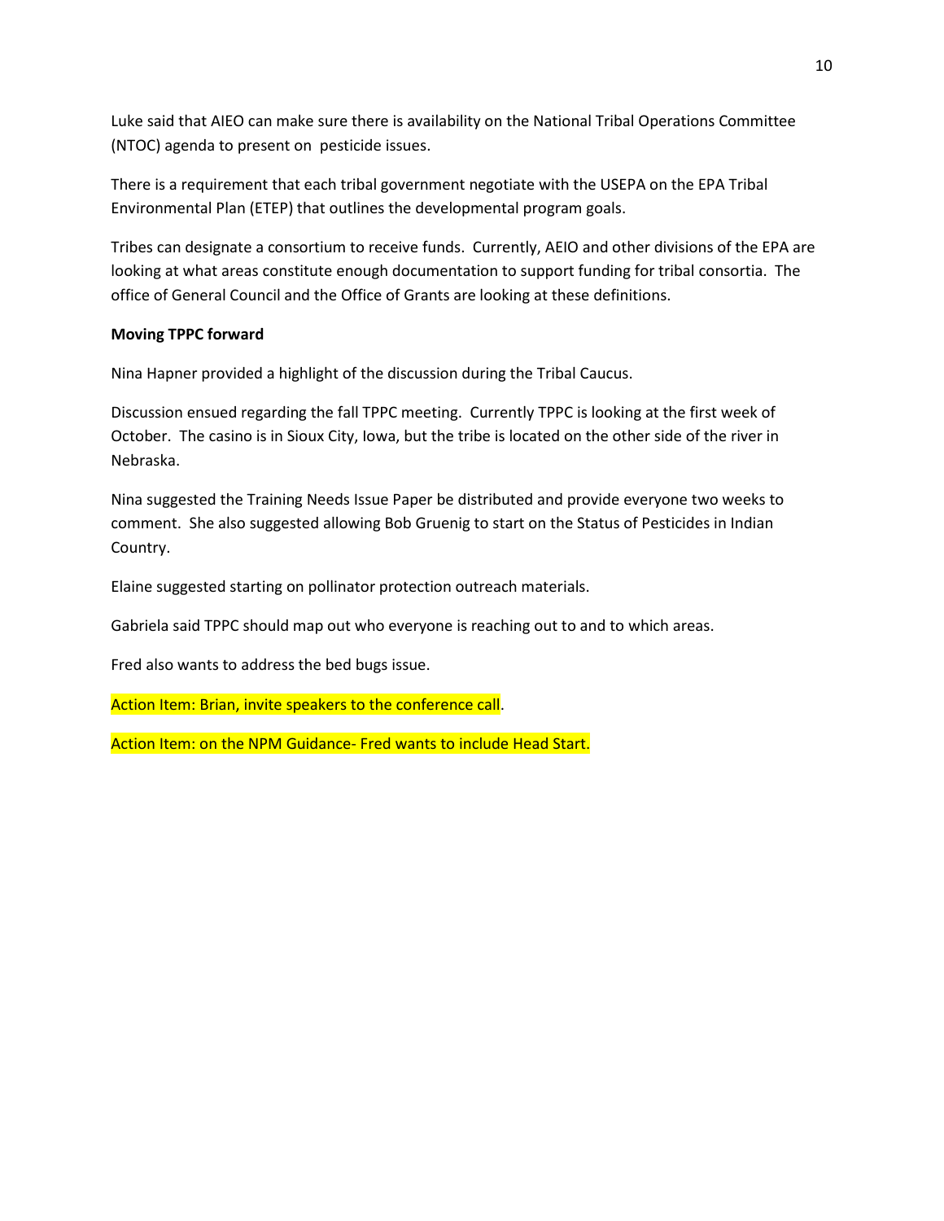Luke said that AIEO can make sure there is availability on the National Tribal Operations Committee (NTOC) agenda to present on pesticide issues.

There is a requirement that each tribal government negotiate with the USEPA on the EPA Tribal Environmental Plan (ETEP) that outlines the developmental program goals.

Tribes can designate a consortium to receive funds. Currently, AEIO and other divisions of the EPA are looking at what areas constitute enough documentation to support funding for tribal consortia. The office of General Council and the Office of Grants are looking at these definitions.

**Moving TPPC forward**

Nina Hapner provided a highlight of the discussion during the Tribal Caucus.

Discussion ensued regarding the fall TPPC meeting. Currently TPPC is looking at the first week of October. The casino is in Sioux City, Iowa, but the tribe is located on the other side of the river in Nebraska.

Nina suggested the Training Needs Issue Paper be distributed and provide everyone two weeks to comment. She also suggested allowing Bob Gruenig to start on the Status of Pesticides in Indian Country.

Elaine suggested starting on pollinator protection outreach materials.

Gabriela said TPPC should map out who everyone is reaching out to and to which areas.

Fred also wants to address the bed bugs issue.

Action Item: Brian, invite speakers to the conference call.

Action Item: on the NPM Guidance- Fred wants to include Head Start.